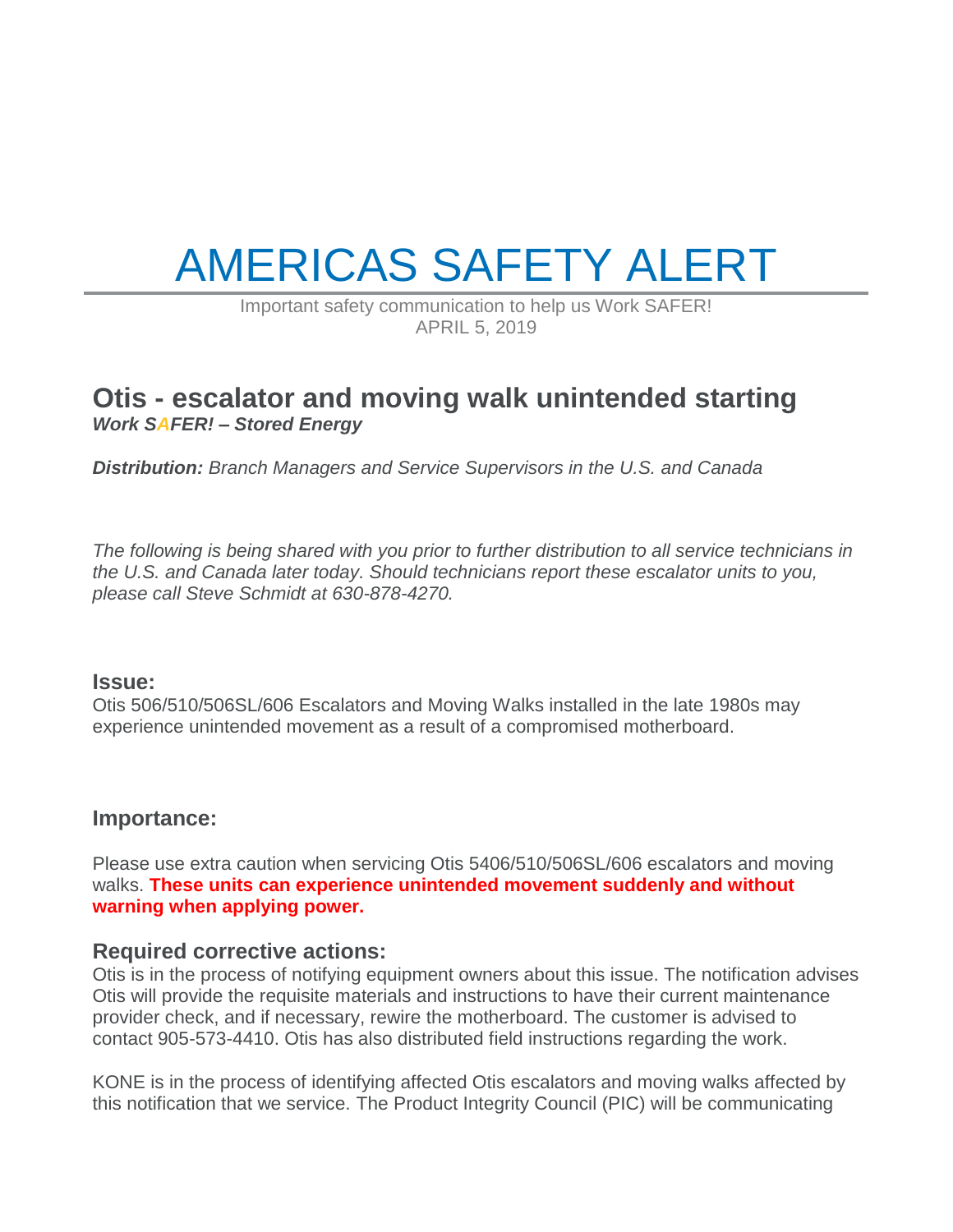# AMERICAS SAFETY ALERT

Important safety communication to help us Work SAFER!
APRIL 5, 2019

## Otis - escalator and moving walk unintended starting

***Work SAFER! – Stored Energy***

***Distribution:*** *Branch Managers and Service Supervisors in the U.S. and Canada*

*The following is being shared with you prior to further distribution to all service technicians in the U.S. and Canada later today. Should technicians report these escalator units to you, please call Steve Schmidt at 630-878-4270.*

### Issue:

Otis 506/510/506SL/606 Escalators and Moving Walks installed in the late 1980s may experience unintended movement as a result of a compromised motherboard.

### Importance:

Please use extra caution when servicing Otis 5406/510/506SL/606 escalators and moving walks. **These units can experience unintended movement suddenly and without warning when applying power.**

### Required corrective actions:

Otis is in the process of notifying equipment owners about this issue. The notification advises Otis will provide the requisite materials and instructions to have their current maintenance provider check, and if necessary, rewire the motherboard. The customer is advised to contact 905-573-4410. Otis has also distributed field instructions regarding the work.

KONE is in the process of identifying affected Otis escalators and moving walks affected by this notification that we service. The Product Integrity Council (PIC) will be communicating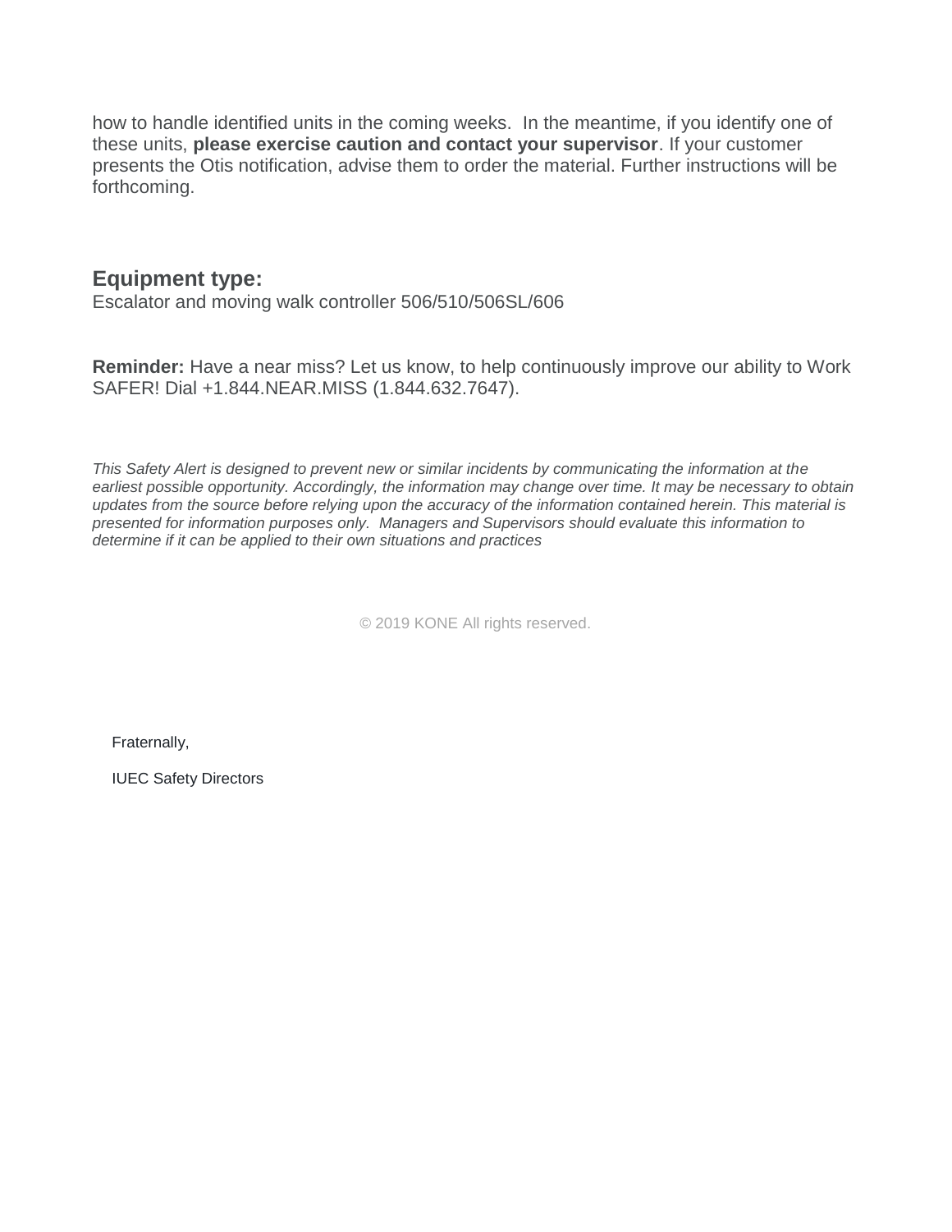how to handle identified units in the coming weeks. In the meantime, if you identify one of these units, **please exercise caution and contact your supervisor**. If your customer presents the Otis notification, advise them to order the material. Further instructions will be forthcoming.

## Equipment type:

Escalator and moving walk controller 506/510/506SL/606

**Reminder:** Have a near miss? Let us know, to help continuously improve our ability to Work SAFER! Dial +1.844.NEAR.MISS (1.844.632.7647).

*This Safety Alert is designed to prevent new or similar incidents by communicating the information at the earliest possible opportunity. Accordingly, the information may change over time. It may be necessary to obtain updates from the source before relying upon the accuracy of the information contained herein. This material is presented for information purposes only. Managers and Supervisors should evaluate this information to determine if it can be applied to their own situations and practices*

© 2019 KONE All rights reserved.

Fraternally,

IUEC Safety Directors